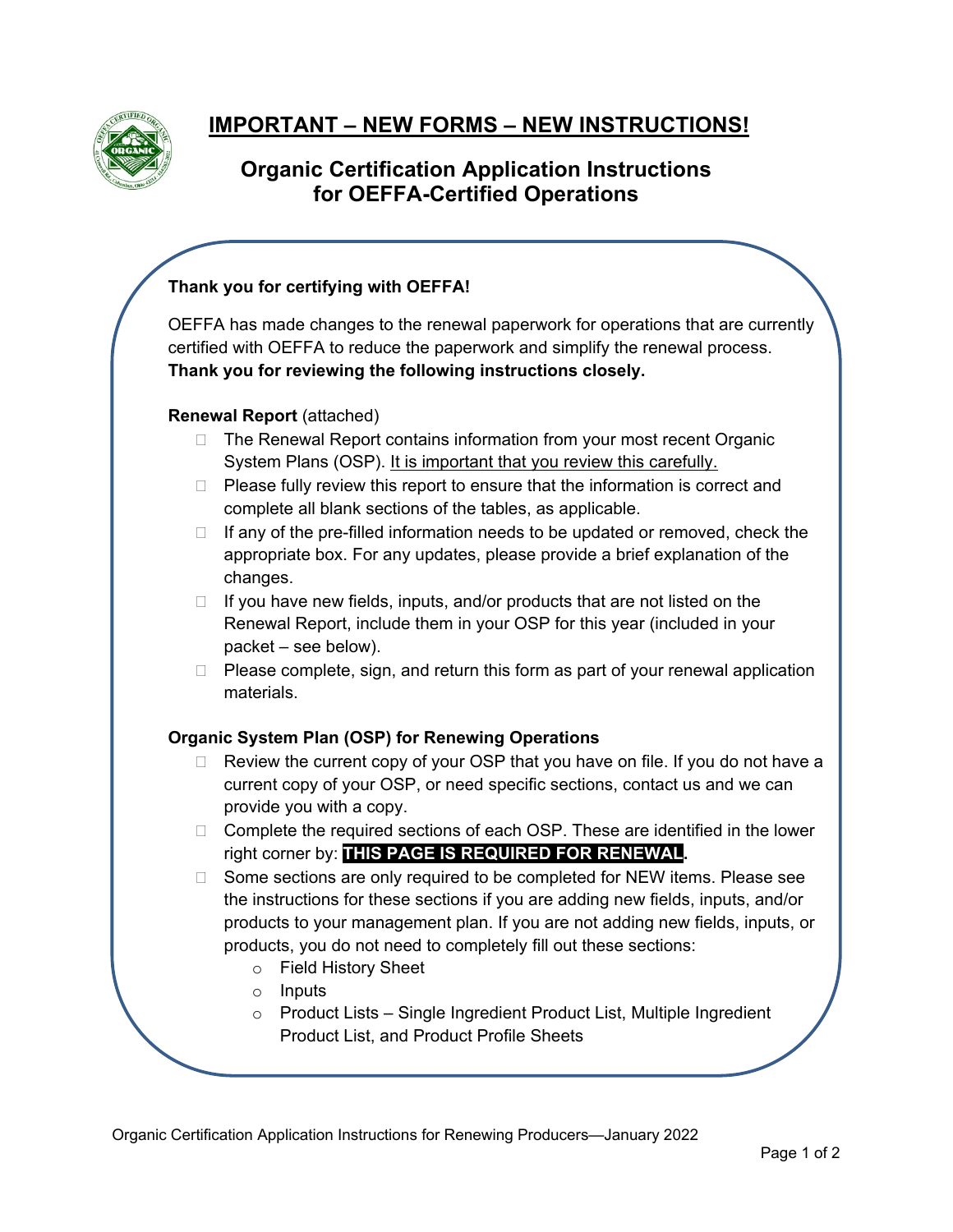# IMPORTANT – NEW FORMS – NEW INSTRUCTIONS!

## Organic Certification Application Instructions for OEFFA-Certified Operations

**Thank you for certifying with OEFFA!**

OEFFA has made changes to the renewal paperwork for operations that are currently certified with OEFFA to reduce the paperwork and simplify the renewal process. **Thank you for reviewing the following instructions closely.**

**Renewal Report** (attached)

- The Renewal Report contains information from your most recent Organic System Plans (OSP). It is important that you review this carefully.
- Please fully review this report to ensure that the information is correct and complete all blank sections of the tables, as applicable.
- If any of the pre-filled information needs to be updated or removed, check the appropriate box. For any updates, please provide a brief explanation of the changes.
- If you have new fields, inputs, and/or products that are not listed on the Renewal Report, include them in your OSP for this year (included in your packet – see below).
- Please complete, sign, and return this form as part of your renewal application materials.

**Organic System Plan (OSP) for Renewing Operations**

- Review the current copy of your OSP that you have on file. If you do not have a current copy of your OSP, or need specific sections, contact us and we can provide you with a copy.
- Complete the required sections of each OSP. These are identified in the lower right corner by: **THIS PAGE IS REQUIRED FOR RENEWAL**.
- Some sections are only required to be completed for NEW items. Please see the instructions for these sections if you are adding new fields, inputs, and/or products to your management plan. If you are not adding new fields, inputs, or products, you do not need to completely fill out these sections:
  - Field History Sheet
  - Inputs
  - Product Lists – Single Ingredient Product List, Multiple Ingredient Product List, and Product Profile Sheets

Organic Certification Application Instructions for Renewing Producers—January 2022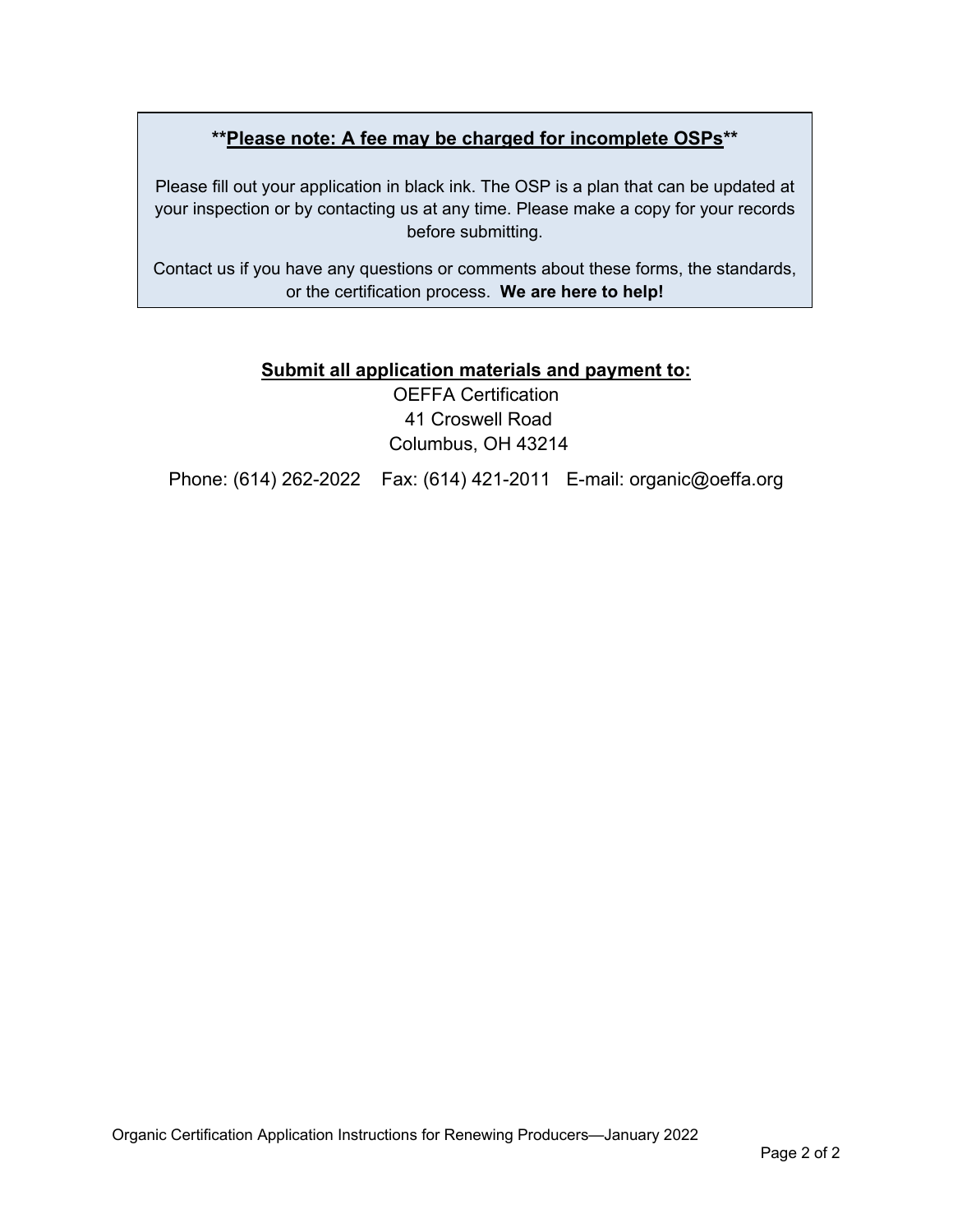****Please note: A fee may be charged for incomplete OSPs****

Please fill out your application in black ink. The OSP is a plan that can be updated at your inspection or by contacting us at any time. Please make a copy for your records before submitting.

Contact us if you have any questions or comments about these forms, the standards, or the certification process. **We are here to help!**

**Submit all application materials and payment to:**

OEFFA Certification
41 Croswell Road
Columbus, OH 43214

Phone: (614) 262-2022 Fax: (614) 421-2011 E-mail: organic@oeffa.org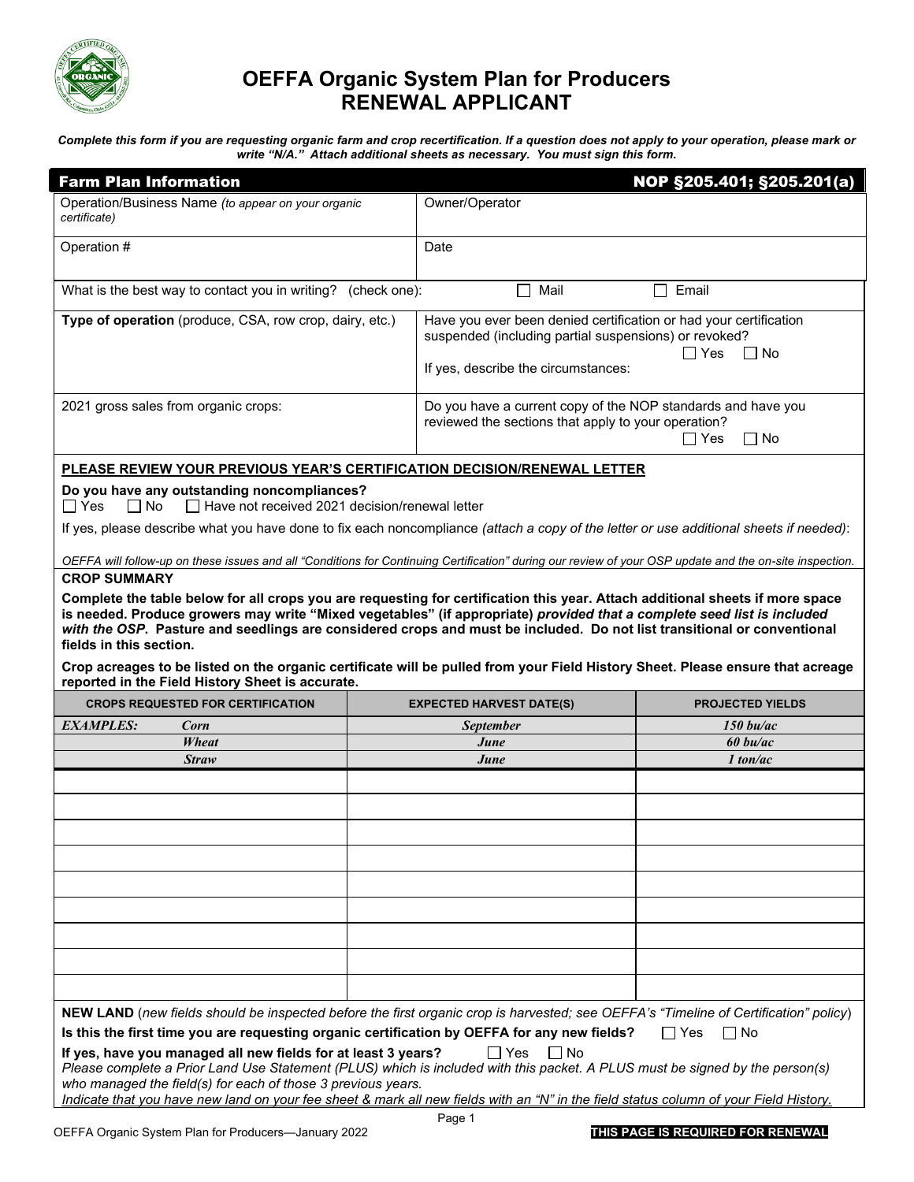# OEFFA Organic System Plan for Producers
# RENEWAL APPLICANT

***Complete this form if you are requesting organic farm and crop recertification. If a question does not apply to your operation, please mark or write "N/A." Attach additional sheets as necessary. You must sign this form.***

## Farm Plan Information — NOP §205.401; §205.201(a)

| | |
|---|---|
| Operation/Business Name *(to appear on your organic certificate)* | Owner/Operator |
| Operation # | Date |

What is the best way to contact you in writing? (check one): ☐ Mail ☐ Email

| | |
|---|---|
| **Type of operation** (produce, CSA, row crop, dairy, etc.) | Have you ever been denied certification or had your certification suspended (including partial suspensions) or revoked? ☐ Yes ☐ No<br>If yes, describe the circumstances: |
| 2021 gross sales from organic crops: | Do you have a current copy of the NOP standards and have you reviewed the sections that apply to your operation? ☐ Yes ☐ No |

**PLEASE REVIEW YOUR PREVIOUS YEAR'S CERTIFICATION DECISION/RENEWAL LETTER**

**Do you have any outstanding noncompliances?**
☐ Yes ☐ No ☐ Have not received 2021 decision/renewal letter

If yes, please describe what you have done to fix each noncompliance *(attach a copy of the letter or use additional sheets if needed)*:

*OEFFA will follow-up on these issues and all "Conditions for Continuing Certification" during our review of your OSP update and the on-site inspection.*

**CROP SUMMARY**

**Complete the table below for all crops you are requesting for certification this year. Attach additional sheets if more space is needed. Produce growers may write "Mixed vegetables" (if appropriate) *provided that a complete seed list is included with the OSP*. Pasture and seedlings are considered crops and must be included. Do not list transitional or conventional fields in this section.**

**Crop acreages to be listed on the organic certificate will be pulled from your Field History Sheet. Please ensure that acreage reported in the Field History Sheet is accurate.**

| CROPS REQUESTED FOR CERTIFICATION | EXPECTED HARVEST DATE(S) | PROJECTED YIELDS |
|---|---|---|
| *EXAMPLES: Corn* | *September* | *150 bu/ac* |
| *Wheat* | *June* | *60 bu/ac* |
| *Straw* | *June* | *1 ton/ac* |
| | | |
| | | |
| | | |
| | | |
| | | |
| | | |
| | | |
| | | |
| | | |

**NEW LAND** (*new fields should be inspected before the first organic crop is harvested; see OEFFA's "Timeline of Certification" policy*)

**Is this the first time you are requesting organic certification by OEFFA for any new fields?** ☐ Yes ☐ No

**If yes, have you managed all new fields for at least 3 years?** ☐ Yes ☐ No

*Please complete a Prior Land Use Statement (PLUS) which is included with this packet. A PLUS must be signed by the person(s) who managed the field(s) for each of those 3 previous years.*

*Indicate that you have new land on your fee sheet & mark all new fields with an "N" in the field status column of your Field History.*

**THIS PAGE IS REQUIRED FOR RENEWAL**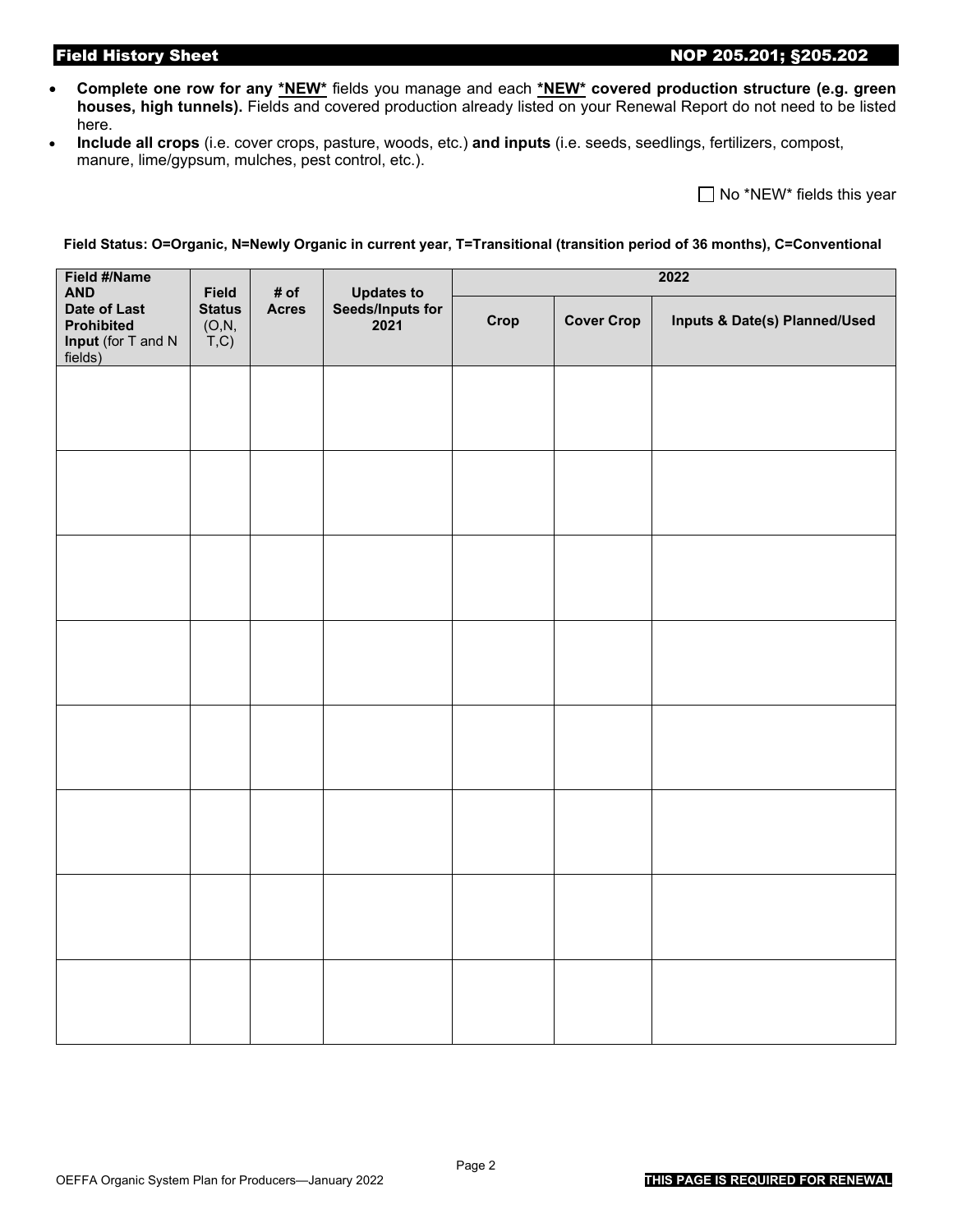## Field History Sheet

**NOP 205.201; §205.202**

- **Complete one row for any *NEW*** fields you manage and each ***NEW* covered production structure (e.g. green houses, high tunnels).** Fields and covered production already listed on your Renewal Report do not need to be listed here.
- **Include all crops** (i.e. cover crops, pasture, woods, etc.) **and inputs** (i.e. seeds, seedlings, fertilizers, compost, manure, lime/gypsum, mulches, pest control, etc.).

☐ No *NEW* fields this year

**Field Status: O=Organic, N=Newly Organic in current year, T=Transitional (transition period of 36 months), C=Conventional**

| **Field #/Name AND Date of Last Prohibited Input** (for T and N fields) | **Field Status** (O,N, T,C) | **# of Acres** | **Updates to Seeds/Inputs for 2021** | **2022** | | |
|---|---|---|---|---|---|---|
| | | | | **Crop** | **Cover Crop** | **Inputs & Date(s) Planned/Used** |
| | | | | | | |
| | | | | | | |
| | | | | | | |
| | | | | | | |
| | | | | | | |
| | | | | | | |
| | | | | | | |
| | | | | | | |

OEFFA Organic System Plan for Producers—January 2022

**THIS PAGE IS REQUIRED FOR RENEWAL**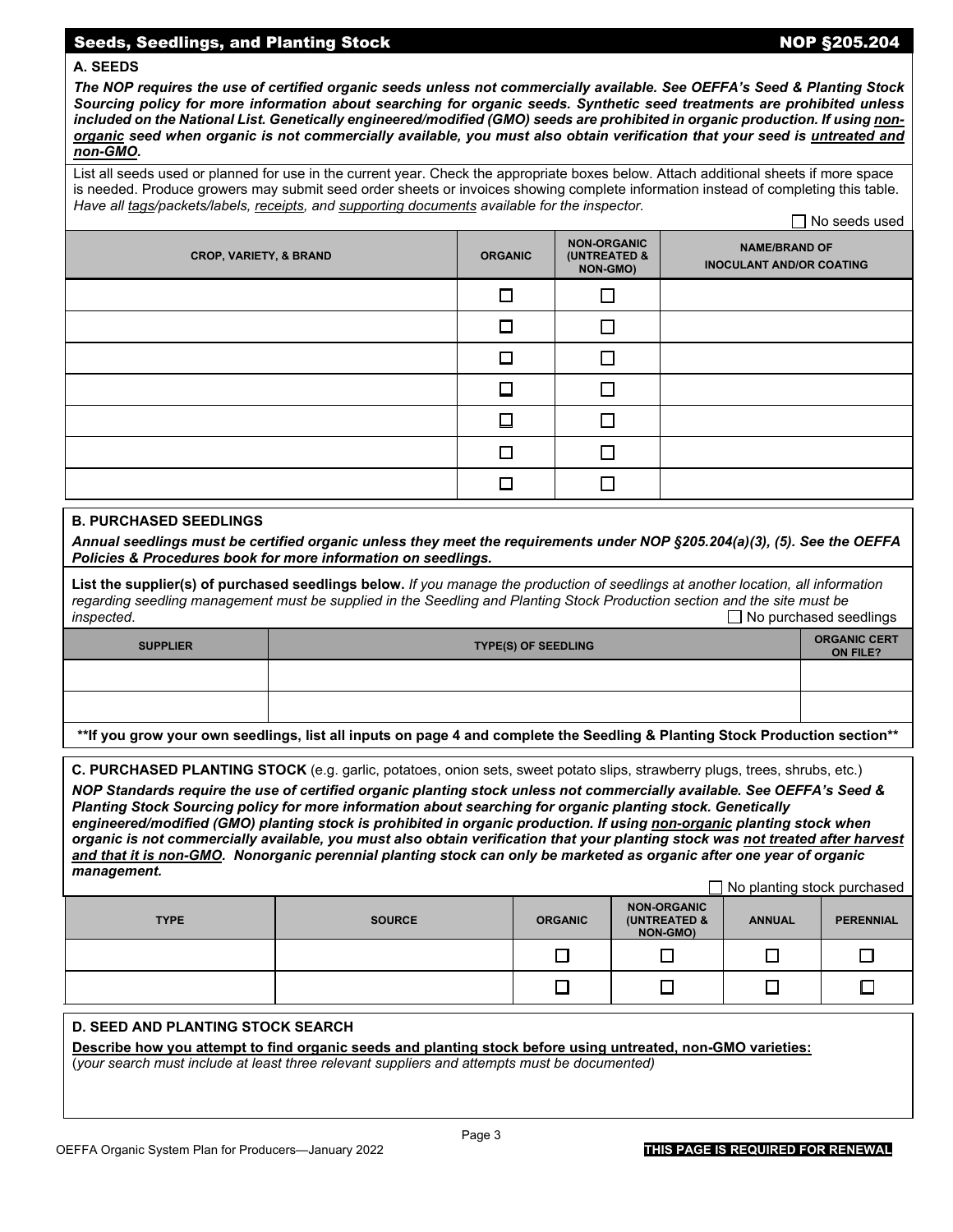## Seeds, Seedlings, and Planting Stock — NOP §205.204

### A. SEEDS

***The NOP requires the use of certified organic seeds unless not commercially available. See OEFFA's Seed & Planting Stock Sourcing policy for more information about searching for organic seeds. Synthetic seed treatments are prohibited unless included on the National List. Genetically engineered/modified (GMO) seeds are prohibited in organic production. If using non-organic seed when organic is not commercially available, you must also obtain verification that your seed is untreated and non-GMO.***

List all seeds used or planned for use in the current year. Check the appropriate boxes below. Attach additional sheets if more space is needed. Produce growers may submit seed order sheets or invoices showing complete information instead of completing this table. *Have all tags/packets/labels, receipts, and supporting documents available for the inspector.*

☐ No seeds used

| CROP, VARIETY, & BRAND | ORGANIC | NON-ORGANIC (UNTREATED & NON-GMO) | NAME/BRAND OF INOCULANT AND/OR COATING |
|---|---|---|---|
| | ☐ | ☐ | |
| | ☐ | ☐ | |
| | ☐ | ☐ | |
| | ☐ | ☐ | |
| | ☐ | ☐ | |
| | ☐ | ☐ | |
| | ☐ | ☐ | |

### B. PURCHASED SEEDLINGS

***Annual seedlings must be certified organic unless they meet the requirements under NOP §205.204(a)(3), (5). See the OEFFA Policies & Procedures book for more information on seedlings.***

**List the supplier(s) of purchased seedlings below.** *If you manage the production of seedlings at another location, all information regarding seedling management must be supplied in the Seedling and Planting Stock Production section and the site must be inspected.*

☐ No purchased seedlings

| SUPPLIER | TYPE(S) OF SEEDLING | ORGANIC CERT ON FILE? |
|---|---|---|
| | | |
| | | |

**\*\*If you grow your own seedlings, list all inputs on page 4 and complete the Seedling & Planting Stock Production section\*\***

### C. PURCHASED PLANTING STOCK (e.g. garlic, potatoes, onion sets, sweet potato slips, strawberry plugs, trees, shrubs, etc.)

***NOP Standards require the use of certified organic planting stock unless not commercially available. See OEFFA's Seed & Planting Stock Sourcing policy for more information about searching for organic planting stock. Genetically engineered/modified (GMO) planting stock is prohibited in organic production. If using non-organic planting stock when organic is not commercially available, you must also obtain verification that your planting stock was not treated after harvest and that it is non-GMO. Nonorganic perennial planting stock can only be marketed as organic after one year of organic management.***

☐ No planting stock purchased

| TYPE | SOURCE | ORGANIC | NON-ORGANIC (UNTREATED & NON-GMO) | ANNUAL | PERENNIAL |
|---|---|---|---|---|---|
| | | ☐ | ☐ | ☐ | ☐ |
| | | ☐ | ☐ | ☐ | ☐ |

### D. SEED AND PLANTING STOCK SEARCH

**Describe how you attempt to find organic seeds and planting stock before using untreated, non-GMO varieties:**
(*your search must include at least three relevant suppliers and attempts must be documented)*

**THIS PAGE IS REQUIRED FOR RENEWAL**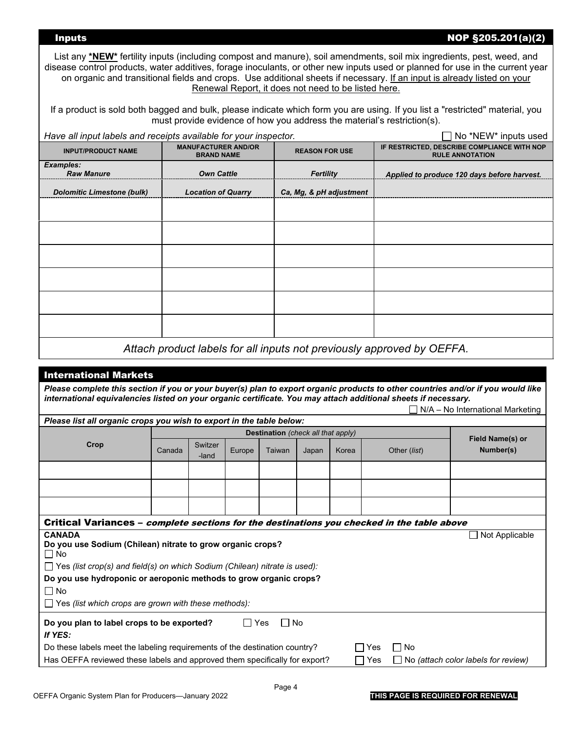## Inputs NOP §205.201(a)(2)

List any ***NEW*** fertility inputs (including compost and manure), soil amendments, soil mix ingredients, pest, weed, and disease control products, water additives, forage inoculants, or other new inputs used or planned for use in the current year on organic and transitional fields and crops. Use additional sheets if necessary. If an input is already listed on your Renewal Report, it does not need to be listed here.

If a product is sold both bagged and bulk, please indicate which form you are using. If you list a "restricted" material, you must provide evidence of how you address the material's restriction(s).

*Have all input labels and receipts available for your inspector.*

☐ No *NEW* inputs used

| INPUT/PRODUCT NAME | MANUFACTURER AND/OR BRAND NAME | REASON FOR USE | IF RESTRICTED, DESCRIBE COMPLIANCE WITH NOP RULE ANNOTATION |
|---|---|---|---|
| ***Examples:*** ***Raw Manure*** | ***Own Cattle*** | ***Fertility*** | ***Applied to produce 120 days before harvest.*** |
| ***Dolomitic Limestone (bulk)*** | ***Location of Quarry*** | ***Ca, Mg, & pH adjustment*** | |
| | | | |
| | | | |
| | | | |
| | | | |
| | | | |
| | | | |

*Attach product labels for all inputs not previously approved by OEFFA.*

## International Markets

***Please complete this section if you or your buyer(s) plan to export organic products to other countries and/or if you would like international equivalencies listed on your organic certificate. You may attach additional sheets if necessary.***

☐ N/A – No International Marketing

***Please list all organic crops you wish to export in the table below:***

| Crop | **Destination** *(check all that apply)* | | | | | | | Field Name(s) or Number(s) |
|---|---|---|---|---|---|---|---|---|
| | Canada | Switzer-land | Europe | Taiwan | Japan | Korea | Other (*list*) | |
| | | | | | | | | |
| | | | | | | | | |
| | | | | | | | | |

### Critical Variances – *complete sections for the destinations you checked in the table above*

**CANADA**

☐ Not Applicable

**Do you use Sodium (Chilean) nitrate to grow organic crops?**

☐ No

☐ Yes *(list crop(s) and field(s) on which Sodium (Chilean) nitrate is used):*

**Do you use hydroponic or aeroponic methods to grow organic crops?**

☐ No

☐ Yes *(list which crops are grown with these methods):*

**Do you plan to label crops to be exported?** ☐ Yes ☐ No

***If YES:***

Do these labels meet the labeling requirements of the destination country? ☐ Yes ☐ No

Has OEFFA reviewed these labels and approved them specifically for export? ☐ Yes ☐ No *(attach color labels for review)*

**THIS PAGE IS REQUIRED FOR RENEWAL**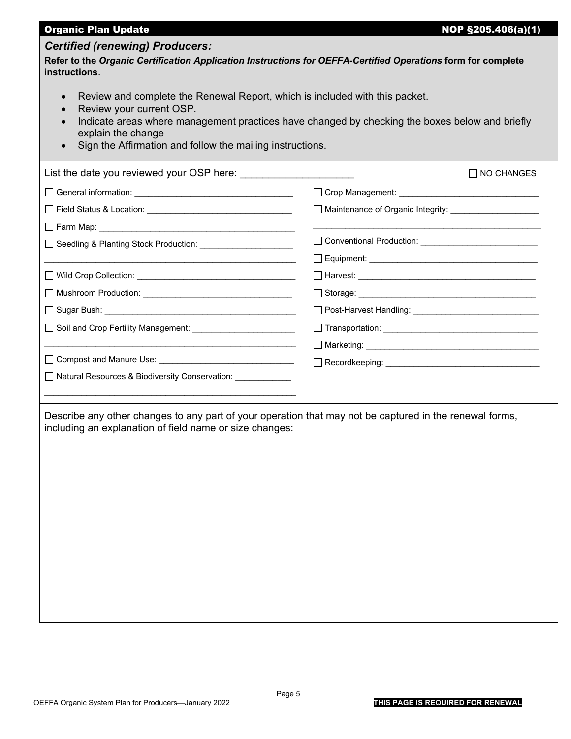## Organic Plan Update — NOP §205.406(a)(1)

### *Certified (renewing) Producers:*

**Refer to the *Organic Certification Application Instructions for OEFFA-Certified Operations* form for complete instructions**.

- Review and complete the Renewal Report, which is included with this packet.
- Review your current OSP.
- Indicate areas where management practices have changed by checking the boxes below and briefly explain the change
- Sign the Affirmation and follow the mailing instructions.

List the date you reviewed your OSP here: ___________________ ☐ NO CHANGES

☐ General information: ________________________________

☐ Field Status & Location: ______________________________

☐ Farm Map: ________________________________________

☐ Seedling & Planting Stock Production: ___________________
_______________________________________________

☐ Wild Crop Collection: _________________________________

☐ Mushroom Production: ________________________________

☐ Sugar Bush: ________________________________________

☐ Soil and Crop Fertility Management: _____________________
_______________________________________________

☐ Compost and Manure Use: _____________________________

☐ Natural Resources & Biodiversity Conservation: ____________
_______________________________________________

☐ Crop Management: ______________________________

☐ Maintenance of Organic Integrity: ___________________
_______________________________________________

☐ Conventional Production: _________________________

☐ Equipment: ____________________________________

☐ Harvest: _______________________________________

☐ Storage: _______________________________________

☐ Post-Harvest Handling: ___________________________

☐ Transportation: _________________________________

☐ Marketing: _____________________________________

☐ Recordkeeping: _________________________________

Describe any other changes to any part of your operation that may not be captured in the renewal forms, including an explanation of field name or size changes:

OEFFA Organic System Plan for Producers—January 2022

**THIS PAGE IS REQUIRED FOR RENEWAL**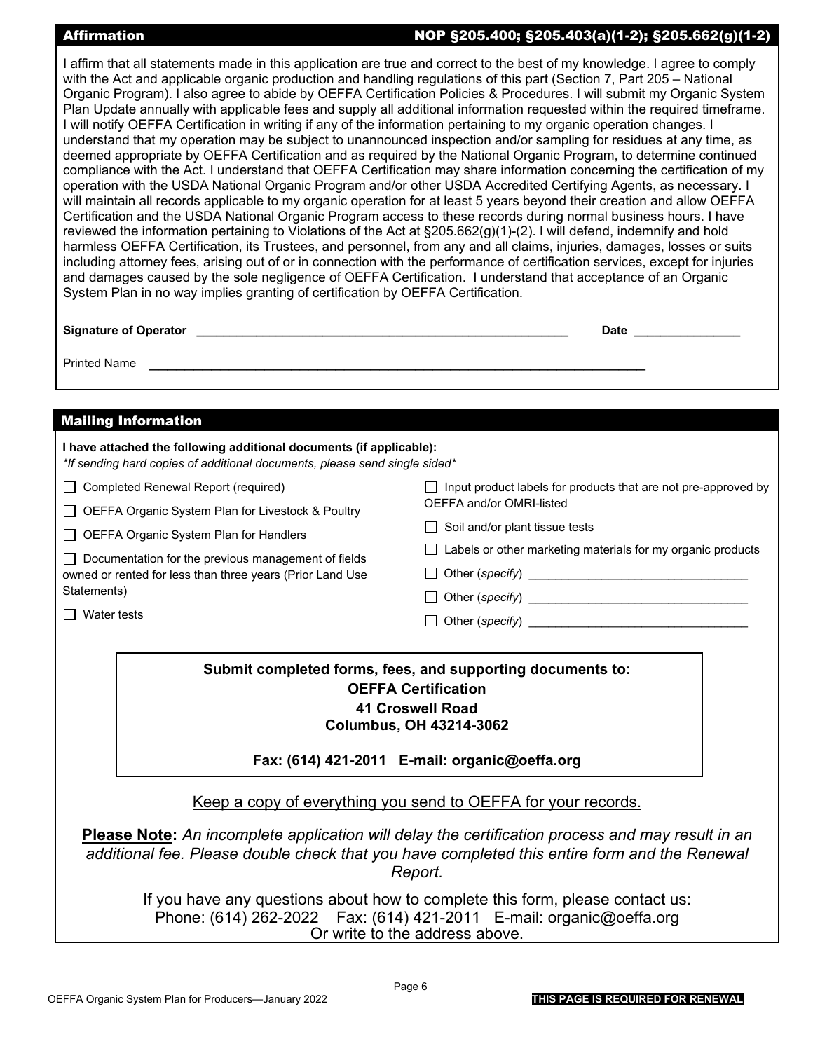## Affirmation

**NOP §205.400; §205.403(a)(1-2); §205.662(g)(1-2)**

I affirm that all statements made in this application are true and correct to the best of my knowledge. I agree to comply with the Act and applicable organic production and handling regulations of this part (Section 7, Part 205 – National Organic Program). I also agree to abide by OEFFA Certification Policies & Procedures. I will submit my Organic System Plan Update annually with applicable fees and supply all additional information requested within the required timeframe. I will notify OEFFA Certification in writing if any of the information pertaining to my organic operation changes. I understand that my operation may be subject to unannounced inspection and/or sampling for residues at any time, as deemed appropriate by OEFFA Certification and as required by the National Organic Program, to determine continued compliance with the Act. I understand that OEFFA Certification may share information concerning the certification of my operation with the USDA National Organic Program and/or other USDA Accredited Certifying Agents, as necessary. I will maintain all records applicable to my organic operation for at least 5 years beyond their creation and allow OEFFA Certification and the USDA National Organic Program access to these records during normal business hours. I have reviewed the information pertaining to Violations of the Act at §205.662(g)(1)-(2). I will defend, indemnify and hold harmless OEFFA Certification, its Trustees, and personnel, from any and all claims, injuries, damages, losses or suits including attorney fees, arising out of or in connection with the performance of certification services, except for injuries and damages caused by the sole negligence of OEFFA Certification. I understand that acceptance of an Organic System Plan in no way implies granting of certification by OEFFA Certification.

**Signature of Operator** ______________________________________________________ **Date** _______________

Printed Name ________________________________________________________________________

## Mailing Information

**I have attached the following additional documents (if applicable):**
*\*If sending hard copies of additional documents, please send single sided\**

- ☐ Completed Renewal Report (required)
- ☐ OEFFA Organic System Plan for Livestock & Poultry
- ☐ OEFFA Organic System Plan for Handlers
- ☐ Documentation for the previous management of fields owned or rented for less than three years (Prior Land Use Statements)
- ☐ Water tests
- ☐ Input product labels for products that are not pre-approved by OEFFA and/or OMRI-listed
- ☐ Soil and/or plant tissue tests
- ☐ Labels or other marketing materials for my organic products
- ☐ Other (*specify*) ________________________________
- ☐ Other (*specify*) ________________________________
- ☐ Other (*specify*) ________________________________

**Submit completed forms, fees, and supporting documents to:**
**OEFFA Certification**
**41 Croswell Road**
**Columbus, OH 43214-3062**

**Fax: (614) 421-2011 E-mail: organic@oeffa.org**

Keep a copy of everything you send to OEFFA for your records.

**Please Note:** *An incomplete application will delay the certification process and may result in an additional fee. Please double check that you have completed this entire form and the Renewal Report.*

If you have any questions about how to complete this form, please contact us:
Phone: (614) 262-2022 Fax: (614) 421-2011 E-mail: organic@oeffa.org
Or write to the address above.

OEFFA Organic System Plan for Producers—January 2022

**THIS PAGE IS REQUIRED FOR RENEWAL**